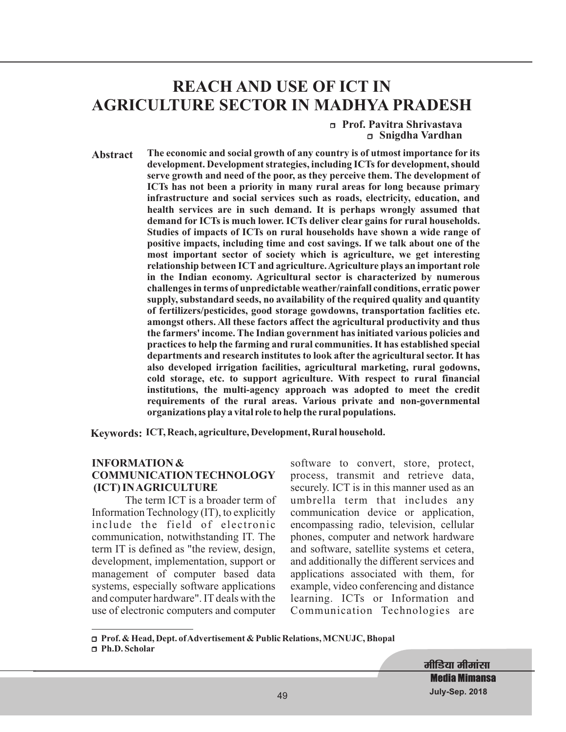# REACH AND USE OF ICT IN AGRICULTURE SECTOR IN MADHYA PRADESH

**Prof. Pavitra Shrivastava**
**Snigdha Vardhan**

**Abstract** **The economic and social growth of any country is of utmost importance for its development. Development strategies, including ICTs for development, should serve growth and need of the poor, as they perceive them. The development of ICTs has not been a priority in many rural areas for long because primary infrastructure and social services such as roads, electricity, education, and health services are in such demand. It is perhaps wrongly assumed that demand for ICTs is much lower. ICTs deliver clear gains for rural households. Studies of impacts of ICTs on rural households have shown a wide range of positive impacts, including time and cost savings. If we talk about one of the most important sector of society which is agriculture, we get interesting relationship between ICT and agriculture. Agriculture plays an important role in the Indian economy. Agricultural sector is characterized by numerous challenges in terms of unpredictable weather/rainfall conditions, erratic power supply, substandard seeds, no availability of the required quality and quantity of fertilizers/pesticides, good storage gowdowns, transportation faclities etc. amongst others. All these factors affect the agricultural productivity and thus the farmers' income. The Indian government has initiated various policies and practices to help the farming and rural communities. It has established special departments and research institutes to look after the agricultural sector. It has also developed irrigation facilities, agricultural marketing, rural godowns, cold storage, etc. to support agriculture. With respect to rural financial institutions, the multi-agency approach was adopted to meet the credit requirements of the rural areas. Various private and non-governmental organizations play a vital role to help the rural populations.**

**Keywords: ICT, Reach, agriculture, Development, Rural household.**

## INFORMATION & COMMUNICATION TECHNOLOGY (ICT) IN AGRICULTURE

The term ICT is a broader term of Information Technology (IT), to explicitly include the field of electronic communication, notwithstanding IT. The term IT is defined as "the review, design, development, implementation, support or management of computer based data systems, especially software applications and computer hardware". IT deals with the use of electronic computers and computer software to convert, store, protect, process, transmit and retrieve data, securely. ICT is in this manner used as an umbrella term that includes any communication device or application, encompassing radio, television, cellular phones, computer and network hardware and software, satellite systems et cetera, and additionally the different services and applications associated with them, for example, video conferencing and distance learning. ICTs or Information and Communication Technologies are

---

Prof. & Head, Dept. of Advertisement & Public Relations, MCNUJC, Bhopal

Ph.D. Scholar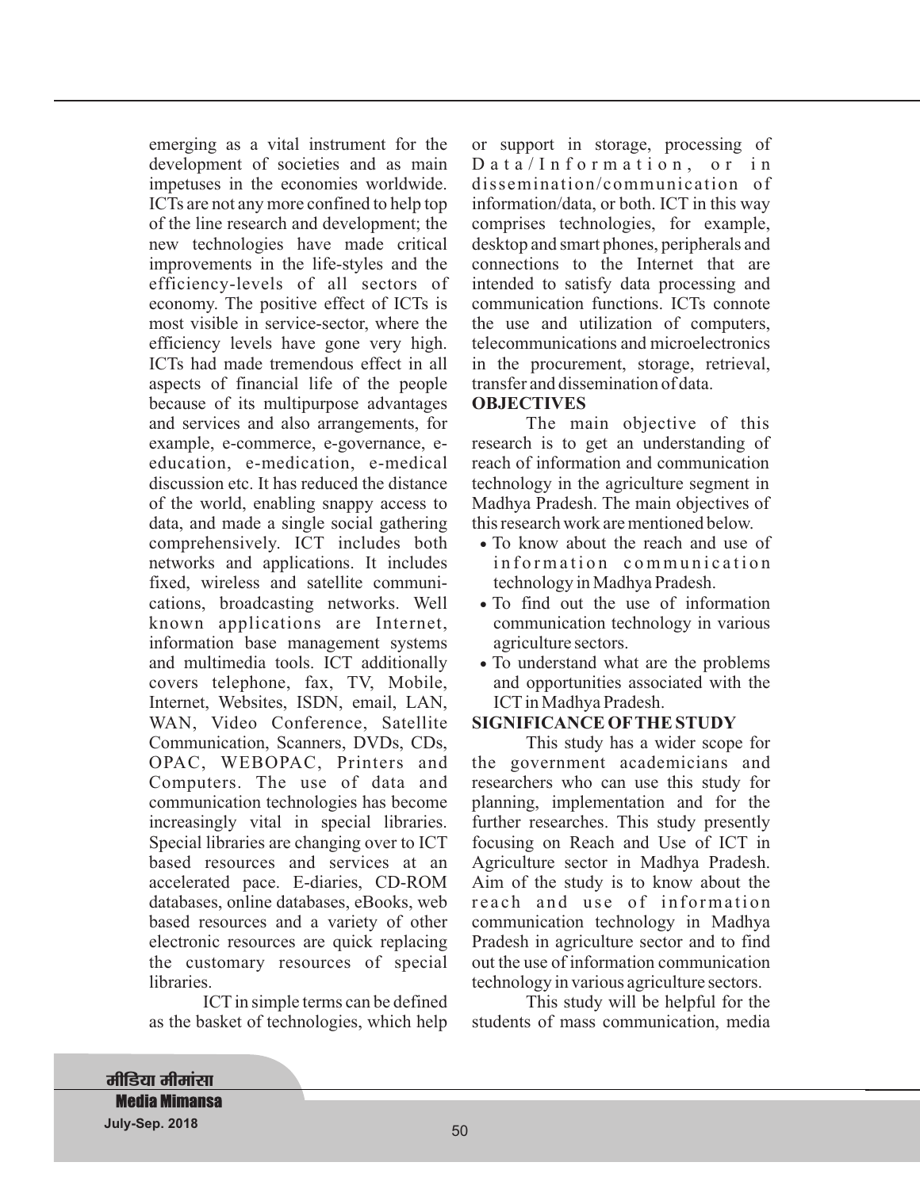emerging as a vital instrument for the development of societies and as main impetuses in the economies worldwide. ICTs are not any more confined to help top of the line research and development; the new technologies have made critical improvements in the life-styles and the efficiency-levels of all sectors of economy. The positive effect of ICTs is most visible in service-sector, where the efficiency levels have gone very high. ICTs had made tremendous effect in all aspects of financial life of the people because of its multipurpose advantages and services and also arrangements, for example, e-commerce, e-governance, e-education, e-medication, e-medical discussion etc. It has reduced the distance of the world, enabling snappy access to data, and made a single social gathering comprehensively. ICT includes both networks and applications. It includes fixed, wireless and satellite communications, broadcasting networks. Well known applications are Internet, information base management systems and multimedia tools. ICT additionally covers telephone, fax, TV, Mobile, Internet, Websites, ISDN, email, LAN, WAN, Video Conference, Satellite Communication, Scanners, DVDs, CDs, OPAC, WEBOPAC, Printers and Computers. The use of data and communication technologies has become increasingly vital in special libraries. Special libraries are changing over to ICT based resources and services at an accelerated pace. E-diaries, CD-ROM databases, online databases, eBooks, web based resources and a variety of other electronic resources are quick replacing the customary resources of special libraries.

ICT in simple terms can be defined as the basket of technologies, which help or support in storage, processing of Data/Information, or in dissemination/communication of information/data, or both. ICT in this way comprises technologies, for example, desktop and smart phones, peripherals and connections to the Internet that are intended to satisfy data processing and communication functions. ICTs connote the use and utilization of computers, telecommunications and microelectronics in the procurement, storage, retrieval, transfer and dissemination of data.

**OBJECTIVES**

The main objective of this research is to get an understanding of reach of information and communication technology in the agriculture segment in Madhya Pradesh. The main objectives of this research work are mentioned below.

- To know about the reach and use of information communication technology in Madhya Pradesh.
- To find out the use of information communication technology in various agriculture sectors.
- To understand what are the problems and opportunities associated with the ICT in Madhya Pradesh.

**SIGNIFICANCE OF THE STUDY**

This study has a wider scope for the government academicians and researchers who can use this study for planning, implementation and for the further researches. This study presently focusing on Reach and Use of ICT in Agriculture sector in Madhya Pradesh. Aim of the study is to know about the reach and use of information communication technology in Madhya Pradesh in agriculture sector and to find out the use of information communication technology in various agriculture sectors.

This study will be helpful for the students of mass communication, media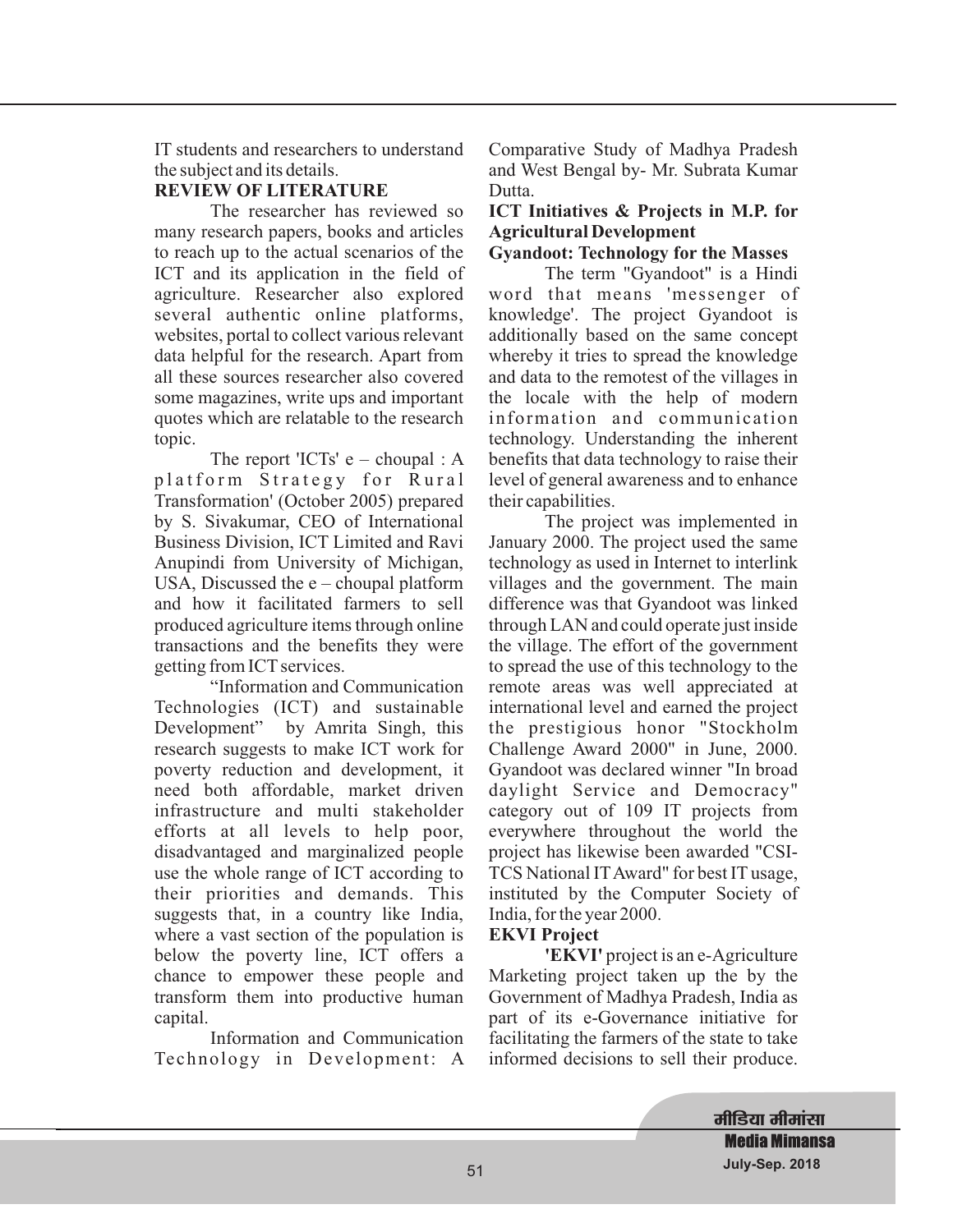IT students and researchers to understand the subject and its details.

**REVIEW OF LITERATURE**

The researcher has reviewed so many research papers, books and articles to reach up to the actual scenarios of the ICT and its application in the field of agriculture. Researcher also explored several authentic online platforms, websites, portal to collect various relevant data helpful for the research. Apart from all these sources researcher also covered some magazines, write ups and important quotes which are relatable to the research topic.

The report 'ICTs' e – choupal : A platform Strategy for Rural Transformation' (October 2005) prepared by S. Sivakumar, CEO of International Business Division, ICT Limited and Ravi Anupindi from University of Michigan, USA, Discussed the e – choupal platform and how it facilitated farmers to sell produced agriculture items through online transactions and the benefits they were getting from ICT services.

"Information and Communication Technologies (ICT) and sustainable Development" by Amrita Singh, this research suggests to make ICT work for poverty reduction and development, it need both affordable, market driven infrastructure and multi stakeholder efforts at all levels to help poor, disadvantaged and marginalized people use the whole range of ICT according to their priorities and demands. This suggests that, in a country like India, where a vast section of the population is below the poverty line, ICT offers a chance to empower these people and transform them into productive human capital.

Information and Communication Technology in Development: A Comparative Study of Madhya Pradesh and West Bengal by- Mr. Subrata Kumar Dutta.

**ICT Initiatives & Projects in M.P. for Agricultural Development**

**Gyandoot: Technology for the Masses**

The term "Gyandoot" is a Hindi word that means 'messenger of knowledge'. The project Gyandoot is additionally based on the same concept whereby it tries to spread the knowledge and data to the remotest of the villages in the locale with the help of modern information and communication technology. Understanding the inherent benefits that data technology to raise their level of general awareness and to enhance their capabilities.

The project was implemented in January 2000. The project used the same technology as used in Internet to interlink villages and the government. The main difference was that Gyandoot was linked through LAN and could operate just inside the village. The effort of the government to spread the use of this technology to the remote areas was well appreciated at international level and earned the project the prestigious honor "Stockholm Challenge Award 2000" in June, 2000. Gyandoot was declared winner "In broad daylight Service and Democracy" category out of 109 IT projects from everywhere throughout the world the project has likewise been awarded "CSI-TCS National IT Award" for best IT usage, instituted by the Computer Society of India, for the year 2000.

**EKVI Project**

**'EKVI'** project is an e-Agriculture Marketing project taken up the by the Government of Madhya Pradesh, India as part of its e-Governance initiative for facilitating the farmers of the state to take informed decisions to sell their produce.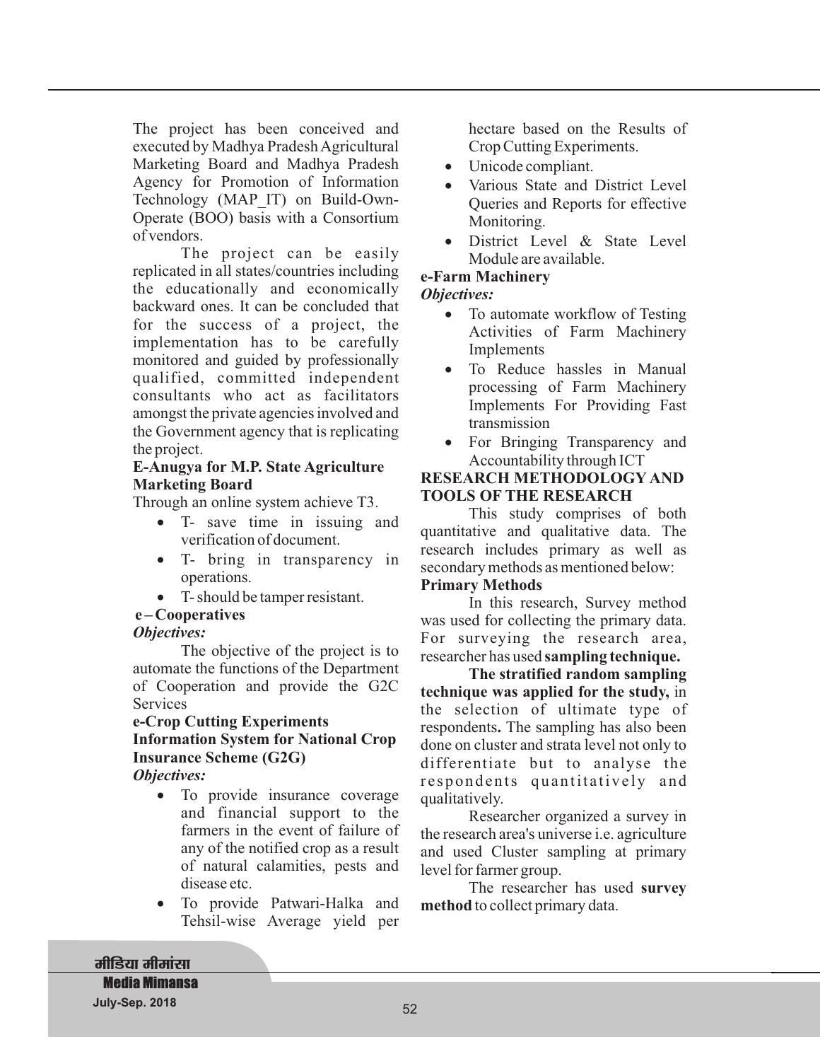The project has been conceived and executed by Madhya Pradesh Agricultural Marketing Board and Madhya Pradesh Agency for Promotion of Information Technology (MAP_IT) on Build-Own-Operate (BOO) basis with a Consortium of vendors.

The project can be easily replicated in all states/countries including the educationally and economically backward ones. It can be concluded that for the success of a project, the implementation has to be carefully monitored and guided by professionally qualified, committed independent consultants who act as facilitators amongst the private agencies involved and the Government agency that is replicating the project.

**E-Anugya for M.P. State Agriculture Marketing Board**

Through an online system achieve T3.

- T- save time in issuing and verification of document.
- T- bring in transparency in operations.
- T- should be tamper resistant.

**e – Cooperatives**

***Objectives:***

The objective of the project is to automate the functions of the Department of Cooperation and provide the G2C Services

**e-Crop Cutting Experiments Information System for National Crop Insurance Scheme (G2G)**

***Objectives:***

- To provide insurance coverage and financial support to the farmers in the event of failure of any of the notified crop as a result of natural calamities, pests and disease etc.
- To provide Patwari-Halka and Tehsil-wise Average yield per hectare based on the Results of Crop Cutting Experiments.
- Unicode compliant.
- Various State and District Level Queries and Reports for effective Monitoring.
- District Level & State Level Module are available.

**e-Farm Machinery**

***Objectives:***

- To automate workflow of Testing Activities of Farm Machinery Implements
- To Reduce hassles in Manual processing of Farm Machinery Implements For Providing Fast transmission
- For Bringing Transparency and Accountability through ICT

**RESEARCH METHODOLOGY AND TOOLS OF THE RESEARCH**

This study comprises of both quantitative and qualitative data. The research includes primary as well as secondary methods as mentioned below:

**Primary Methods**

In this research, Survey method was used for collecting the primary data. For surveying the research area, researcher has used **sampling technique.**

**The stratified random sampling technique was applied for the study,** in the selection of ultimate type of respondents**.** The sampling has also been done on cluster and strata level not only to differentiate but to analyse the respondents quantitatively and qualitatively.

Researcher organized a survey in the research area's universe i.e. agriculture and used Cluster sampling at primary level for farmer group.

The researcher has used **survey method** to collect primary data.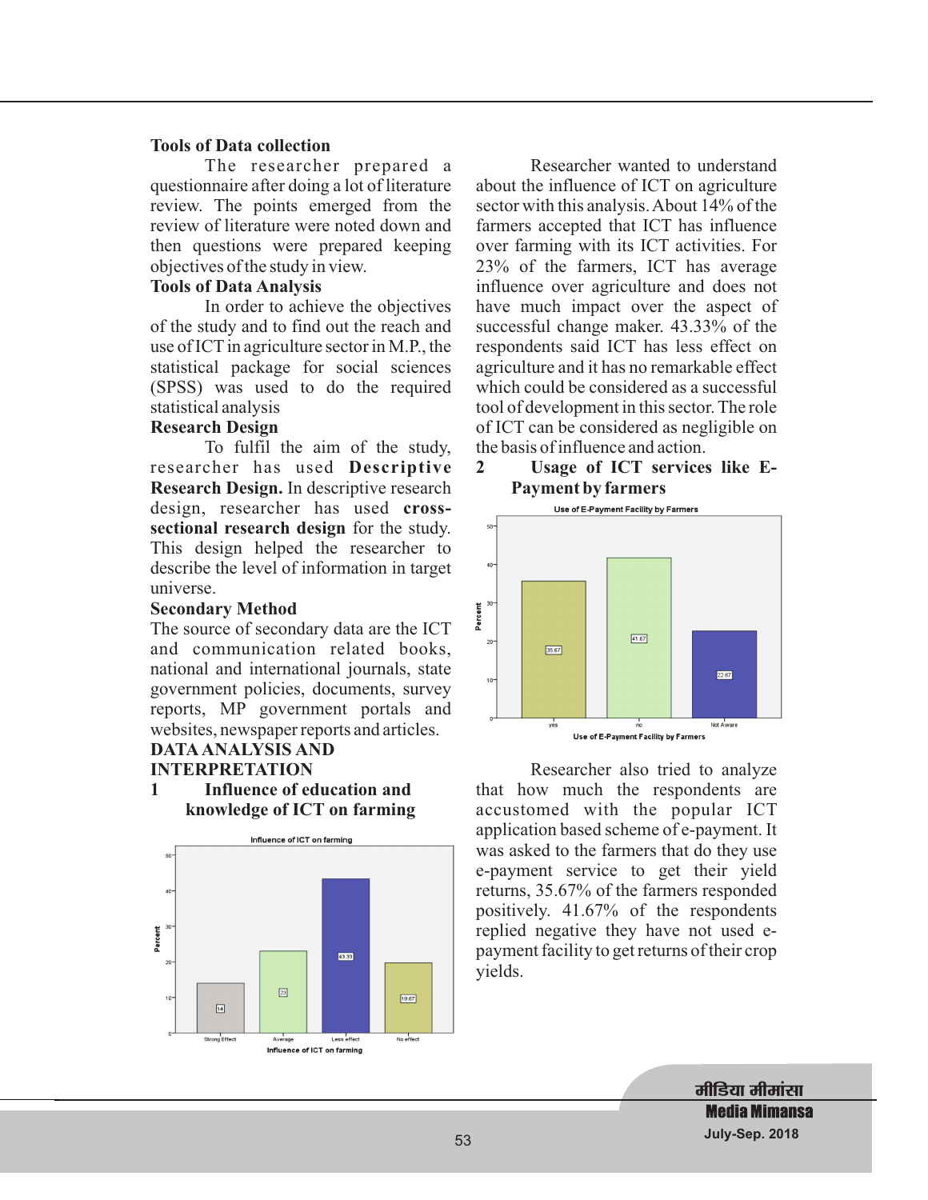**Tools of Data collection**

The researcher prepared a questionnaire after doing a lot of literature review. The points emerged from the review of literature were noted down and then questions were prepared keeping objectives of the study in view.

**Tools of Data Analysis**

In order to achieve the objectives of the study and to find out the reach and use of ICT in agriculture sector in M.P., the statistical package for social sciences (SPSS) was used to do the required statistical analysis

**Research Design**

To fulfil the aim of the study, researcher has used **Descriptive Research Design.** In descriptive research design, researcher has used **cross-sectional research design** for the study. This design helped the researcher to describe the level of information in target universe.

**Secondary Method**

The source of secondary data are the ICT and communication related books, national and international journals, state government policies, documents, survey reports, MP government portals and websites, newspaper reports and articles.

## DATA ANALYSIS AND INTERPRETATION

### 1 Influence of education and knowledge of ICT on farming

Influence of ICT on farming

| Influence of ICT on farming | Percent |
|---|---|
| Strong Effect | 14 |
| Average | 23 |
| Less effect | 43.33 |
| No effect | 19.67 |

Researcher wanted to understand about the influence of ICT on agriculture sector with this analysis. About 14% of the farmers accepted that ICT has influence over farming with its ICT activities. For 23% of the farmers, ICT has average influence over agriculture and does not have much impact over the aspect of successful change maker. 43.33% of the respondents said ICT has less effect on agriculture and it has no remarkable effect which could be considered as a successful tool of development in this sector. The role of ICT can be considered as negligible on the basis of influence and action.

### 2 Usage of ICT services like E-Payment by farmers

Use of E-Payment Facility by Farmers

| Use of E-Payment Facility by Farmers | Percent |
|---|---|
| yes | 35.67 |
| no | 41.67 |
| Not Aware | 22.67 |

Researcher also tried to analyze that how much the respondents are accustomed with the popular ICT application based scheme of e-payment. It was asked to the farmers that do they use e-payment service to get their yield returns, 35.67% of the farmers responded positively. 41.67% of the respondents replied negative they have not used e-payment facility to get returns of their crop yields.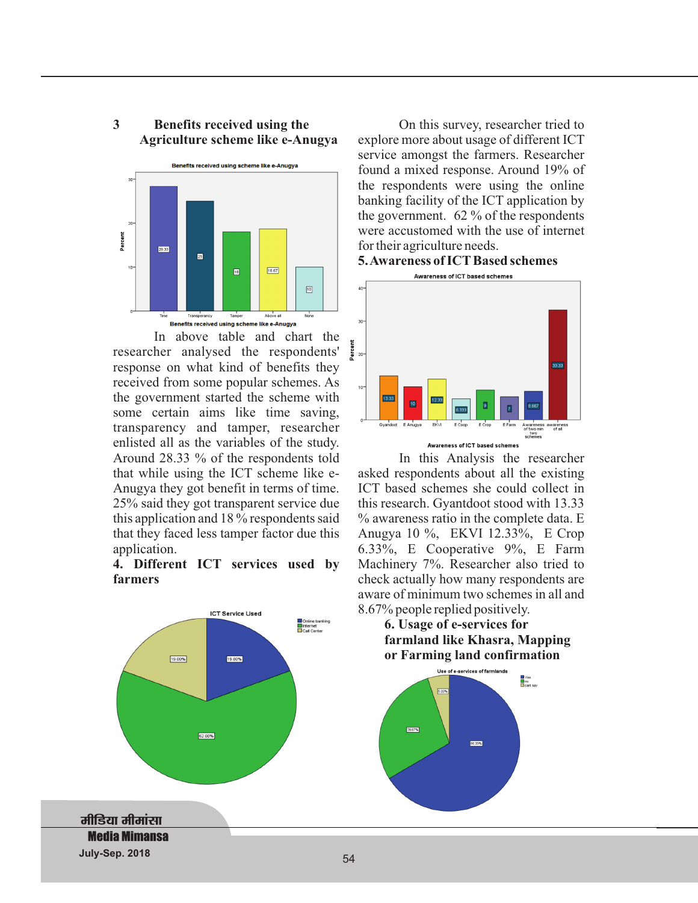### 3 Benefits received using the Agriculture scheme like e-Anugya

In above table and chart the researcher analysed the respondents' response on what kind of benefits they received from some popular schemes. As the government started the scheme with some certain aims like time saving, transparency and tamper, researcher enlisted all as the variables of the study. Around 28.33 % of the respondents told that while using the ICT scheme like e-Anugya they got benefit in terms of time. 25% said they got transparent service due this application and 18 % respondents said that they faced less tamper factor due this application.

### 4. Different ICT services used by farmers

On this survey, researcher tried to explore more about usage of different ICT service amongst the farmers. Researcher found a mixed response. Around 19% of the respondents were using the online banking facility of the ICT application by the government. 62 % of the respondents were accustomed with the use of internet for their agriculture needs.

### 5. Awareness of ICT Based schemes

In this Analysis the researcher asked respondents about all the existing ICT based schemes she could collect in this research. Gyantdoot stood with 13.33 % awareness ratio in the complete data. E Anugya 10 %, EKVI 12.33%, E Crop 6.33%, E Cooperative 9%, E Farm Machinery 7%. Researcher also tried to check actually how many respondents are aware of minimum two schemes in all and 8.67% people replied positively.

### 6. Usage of e-services for farmland like Khasra, Mapping or Farming land confirmation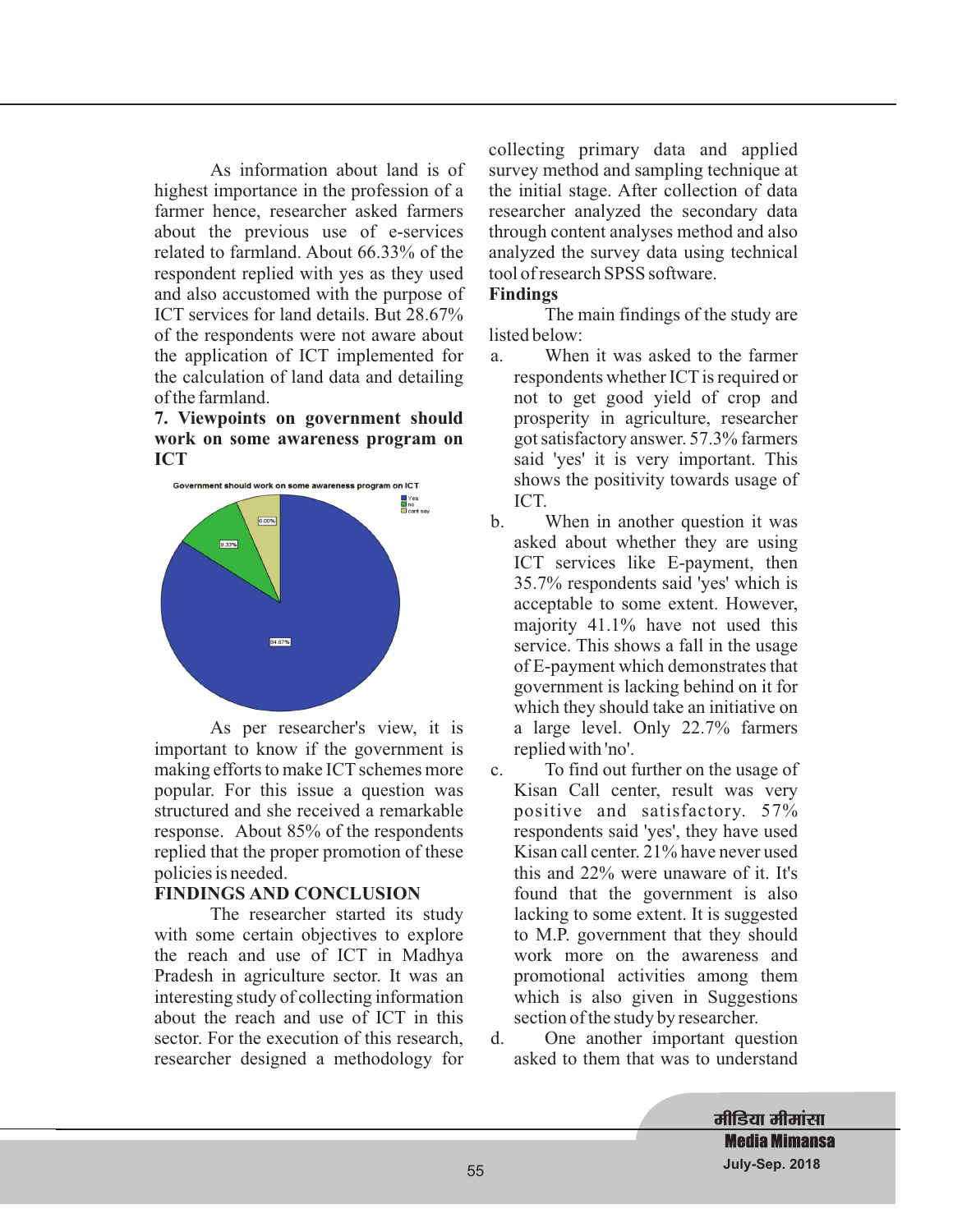As information about land is of highest importance in the profession of a farmer hence, researcher asked farmers about the previous use of e-services related to farmland. About 66.33% of the respondent replied with yes as they used and also accustomed with the purpose of ICT services for land details. But 28.67% of the respondents were not aware about the application of ICT implemented for the calculation of land data and detailing of the farmland.

**7. Viewpoints on government should work on some awareness program on ICT**

Government should work on some awareness program on ICT

Yes
no
cant say

6.00%
9.33%
84.67%

As per researcher's view, it is important to know if the government is making efforts to make ICT schemes more popular. For this issue a question was structured and she received a remarkable response. About 85% of the respondents replied that the proper promotion of these policies is needed.

**FINDINGS AND CONCLUSION**

The researcher started its study with some certain objectives to explore the reach and use of ICT in Madhya Pradesh in agriculture sector. It was an interesting study of collecting information about the reach and use of ICT in this sector. For the execution of this research, researcher designed a methodology for collecting primary data and applied survey method and sampling technique at the initial stage. After collection of data researcher analyzed the secondary data through content analyses method and also analyzed the survey data using technical tool of research SPSS software.

**Findings**

The main findings of the study are listed below:

a. When it was asked to the farmer respondents whether ICT is required or not to get good yield of crop and prosperity in agriculture, researcher got satisfactory answer. 57.3% farmers said 'yes' it is very important. This shows the positivity towards usage of ICT.

b. When in another question it was asked about whether they are using ICT services like E-payment, then 35.7% respondents said 'yes' which is acceptable to some extent. However, majority 41.1% have not used this service. This shows a fall in the usage of E-payment which demonstrates that government is lacking behind on it for which they should take an initiative on a large level. Only 22.7% farmers replied with 'no'.

c. To find out further on the usage of Kisan Call center, result was very positive and satisfactory. 57% respondents said 'yes', they have used Kisan call center. 21% have never used this and 22% were unaware of it. It's found that the government is also lacking to some extent. It is suggested to M.P. government that they should work more on the awareness and promotional activities among them which is also given in Suggestions section of the study by researcher.

d. One another important question asked to them that was to understand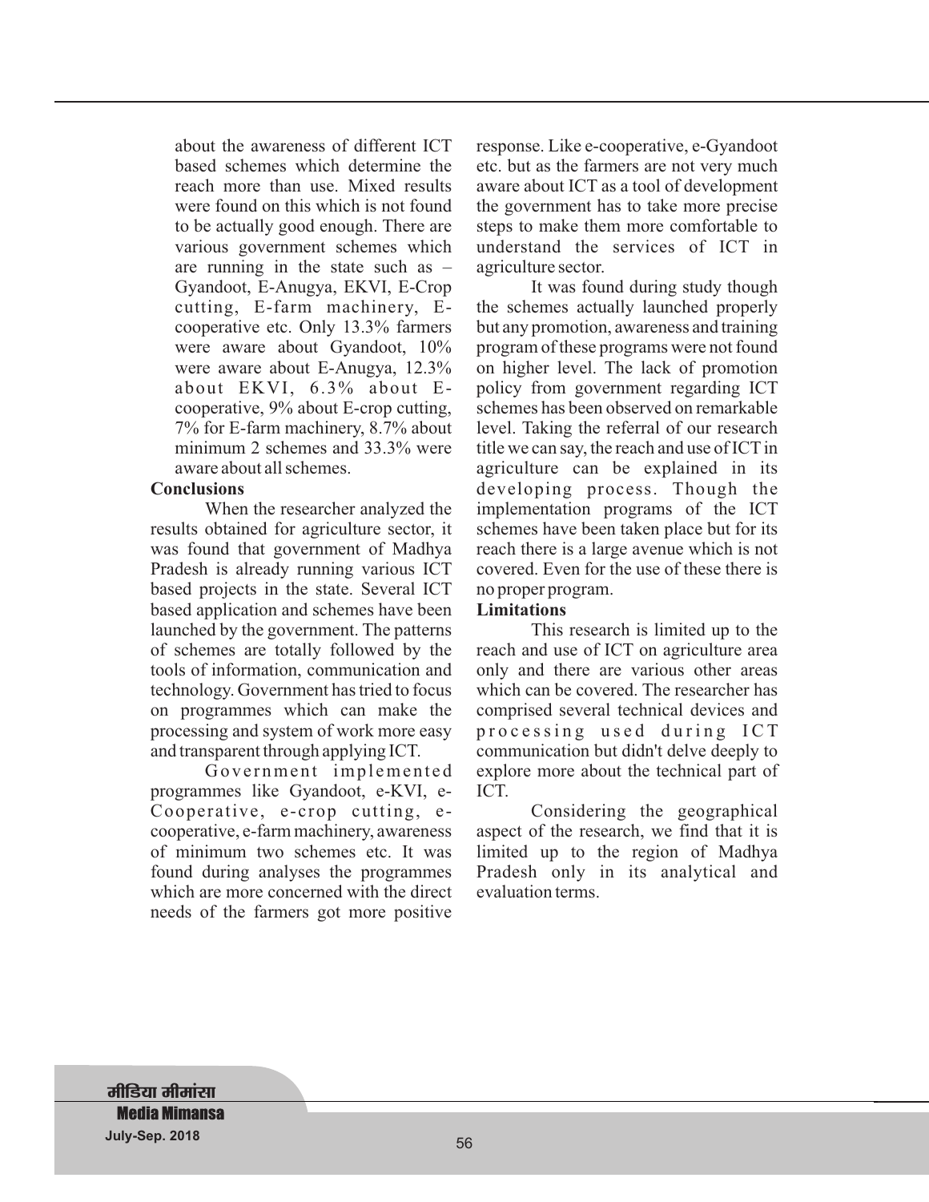about the awareness of different ICT based schemes which determine the reach more than use. Mixed results were found on this which is not found to be actually good enough. There are various government schemes which are running in the state such as – Gyandoot, E-Anugya, EKVI, E-Crop cutting, E-farm machinery, E-cooperative etc. Only 13.3% farmers were aware about Gyandoot, 10% were aware about E-Anugya, 12.3% about EKVI, 6.3% about E-cooperative, 9% about E-crop cutting, 7% for E-farm machinery, 8.7% about minimum 2 schemes and 33.3% were aware about all schemes.

**Conclusions**

When the researcher analyzed the results obtained for agriculture sector, it was found that government of Madhya Pradesh is already running various ICT based projects in the state. Several ICT based application and schemes have been launched by the government. The patterns of schemes are totally followed by the tools of information, communication and technology. Government has tried to focus on programmes which can make the processing and system of work more easy and transparent through applying ICT.

Government implemented programmes like Gyandoot, e-KVI, e-Cooperative, e-crop cutting, e-cooperative, e-farm machinery, awareness of minimum two schemes etc. It was found during analyses the programmes which are more concerned with the direct needs of the farmers got more positive response. Like e-cooperative, e-Gyandoot etc. but as the farmers are not very much aware about ICT as a tool of development the government has to take more precise steps to make them more comfortable to understand the services of ICT in agriculture sector.

It was found during study though the schemes actually launched properly but any promotion, awareness and training program of these programs were not found on higher level. The lack of promotion policy from government regarding ICT schemes has been observed on remarkable level. Taking the referral of our research title we can say, the reach and use of ICT in agriculture can be explained in its developing process. Though the implementation programs of the ICT schemes have been taken place but for its reach there is a large avenue which is not covered. Even for the use of these there is no proper program.

**Limitations**

This research is limited up to the reach and use of ICT on agriculture area only and there are various other areas which can be covered. The researcher has comprised several technical devices and processing used during ICT communication but didn't delve deeply to explore more about the technical part of ICT.

Considering the geographical aspect of the research, we find that it is limited up to the region of Madhya Pradesh only in its analytical and evaluation terms.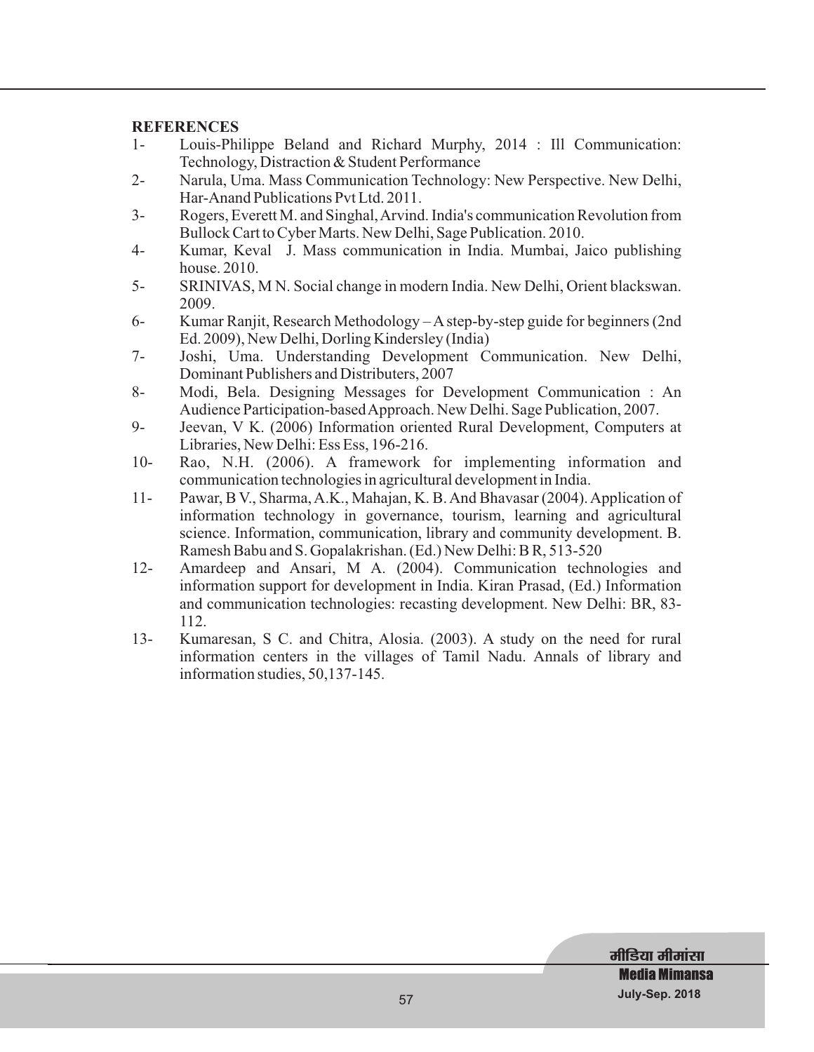**REFERENCES**

1- Louis-Philippe Beland and Richard Murphy, 2014 : Ill Communication: Technology, Distraction & Student Performance

2- Narula, Uma. Mass Communication Technology: New Perspective. New Delhi, Har-Anand Publications Pvt Ltd. 2011.

3- Rogers, Everett M. and Singhal, Arvind. India's communication Revolution from Bullock Cart to Cyber Marts. New Delhi, Sage Publication. 2010.

4- Kumar, Keval J. Mass communication in India. Mumbai, Jaico publishing house. 2010.

5- SRINIVAS, M N. Social change in modern India. New Delhi, Orient blackswan. 2009.

6- Kumar Ranjit, Research Methodology – A step-by-step guide for beginners (2nd Ed. 2009), New Delhi, Dorling Kindersley (India)

7- Joshi, Uma. Understanding Development Communication. New Delhi, Dominant Publishers and Distributers, 2007

8- Modi, Bela. Designing Messages for Development Communication : An Audience Participation-based Approach. New Delhi. Sage Publication, 2007.

9- Jeevan, V K. (2006) Information oriented Rural Development, Computers at Libraries, New Delhi: Ess Ess, 196-216.

10- Rao, N.H. (2006). A framework for implementing information and communication technologies in agricultural development in India.

11- Pawar, B V., Sharma, A.K., Mahajan, K. B. And Bhavasar (2004). Application of information technology in governance, tourism, learning and agricultural science. Information, communication, library and community development. B. Ramesh Babu and S. Gopalakrishan. (Ed.) New Delhi: B R, 513-520

12- Amardeep and Ansari, M A. (2004). Communication technologies and information support for development in India. Kiran Prasad, (Ed.) Information and communication technologies: recasting development. New Delhi: BR, 83-112.

13- Kumaresan, S C. and Chitra, Alosia. (2003). A study on the need for rural information centers in the villages of Tamil Nadu. Annals of library and information studies, 50,137-145.